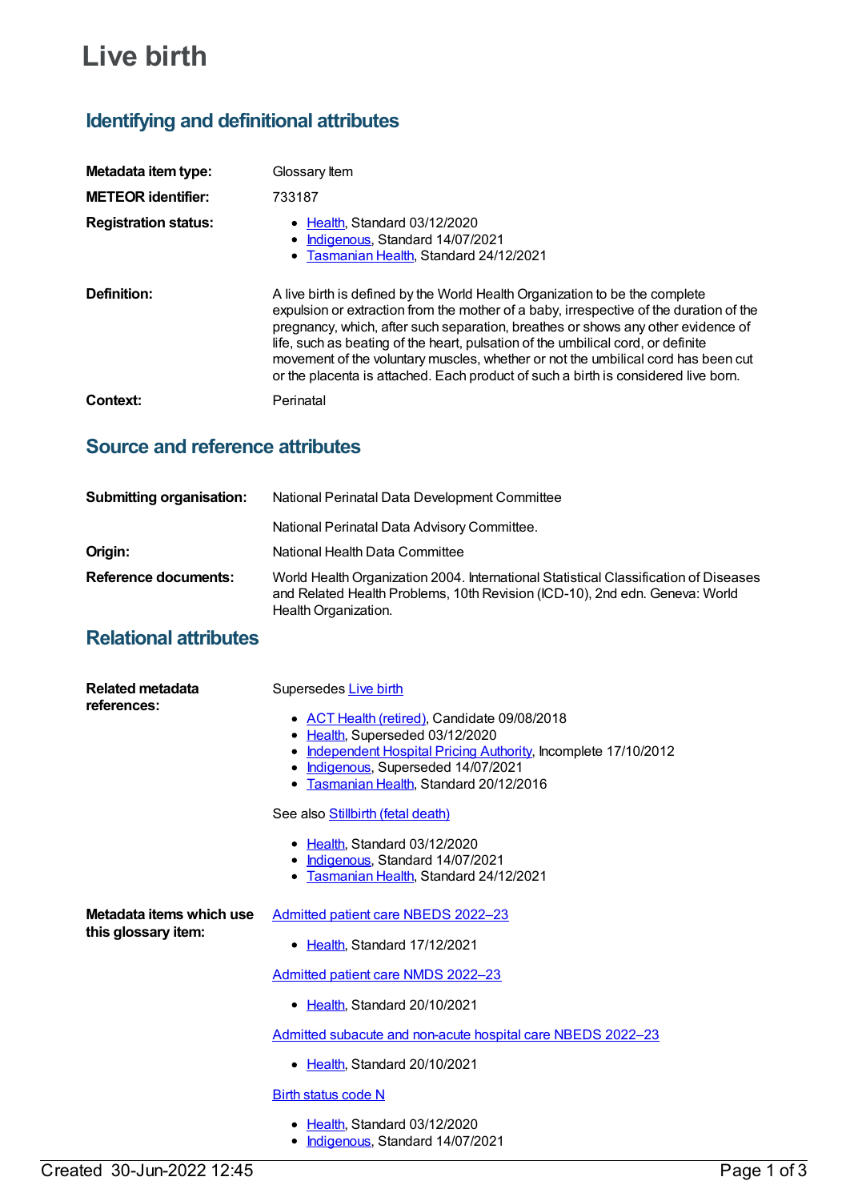# Live birth

## Identifying and definitional attributes

| | |
|---|---|
| **Metadata item type:** | Glossary Item |
| **METEOR identifier:** | 733187 |
| **Registration status:** | • Health, Standard 03/12/2020<br>• Indigenous, Standard 14/07/2021<br>• Tasmanian Health, Standard 24/12/2021 |
| **Definition:** | A live birth is defined by the World Health Organization to be the complete expulsion or extraction from the mother of a baby, irrespective of the duration of the pregnancy, which, after such separation, breathes or shows any other evidence of life, such as beating of the heart, pulsation of the umbilical cord, or definite movement of the voluntary muscles, whether or not the umbilical cord has been cut or the placenta is attached. Each product of such a birth is considered live born. |
| **Context:** | Perinatal |

## Source and reference attributes

| | |
|---|---|
| **Submitting organisation:** | National Perinatal Data Development Committee<br><br>National Perinatal Data Advisory Committee. |
| **Origin:** | National Health Data Committee |
| **Reference documents:** | World Health Organization 2004. International Statistical Classification of Diseases and Related Health Problems, 10th Revision (ICD-10), 2nd edn. Geneva: World Health Organization. |

## Relational attributes

**Related metadata references:**

Supersedes Live birth

- ACT Health (retired), Candidate 09/08/2018
- Health, Superseded 03/12/2020
- Independent Hospital Pricing Authority, Incomplete 17/10/2012
- Indigenous, Superseded 14/07/2021
- Tasmanian Health, Standard 20/12/2016

See also Stillbirth (fetal death)

- Health, Standard 03/12/2020
- Indigenous, Standard 14/07/2021
- Tasmanian Health, Standard 24/12/2021

**Metadata items which use this glossary item:**

Admitted patient care NBEDS 2022–23

- Health, Standard 17/12/2021

Admitted patient care NMDS 2022–23

- Health, Standard 20/10/2021

Admitted subacute and non-acute hospital care NBEDS 2022–23

- Health, Standard 20/10/2021

Birth status code N

- Health, Standard 03/12/2020
- Indigenous, Standard 14/07/2021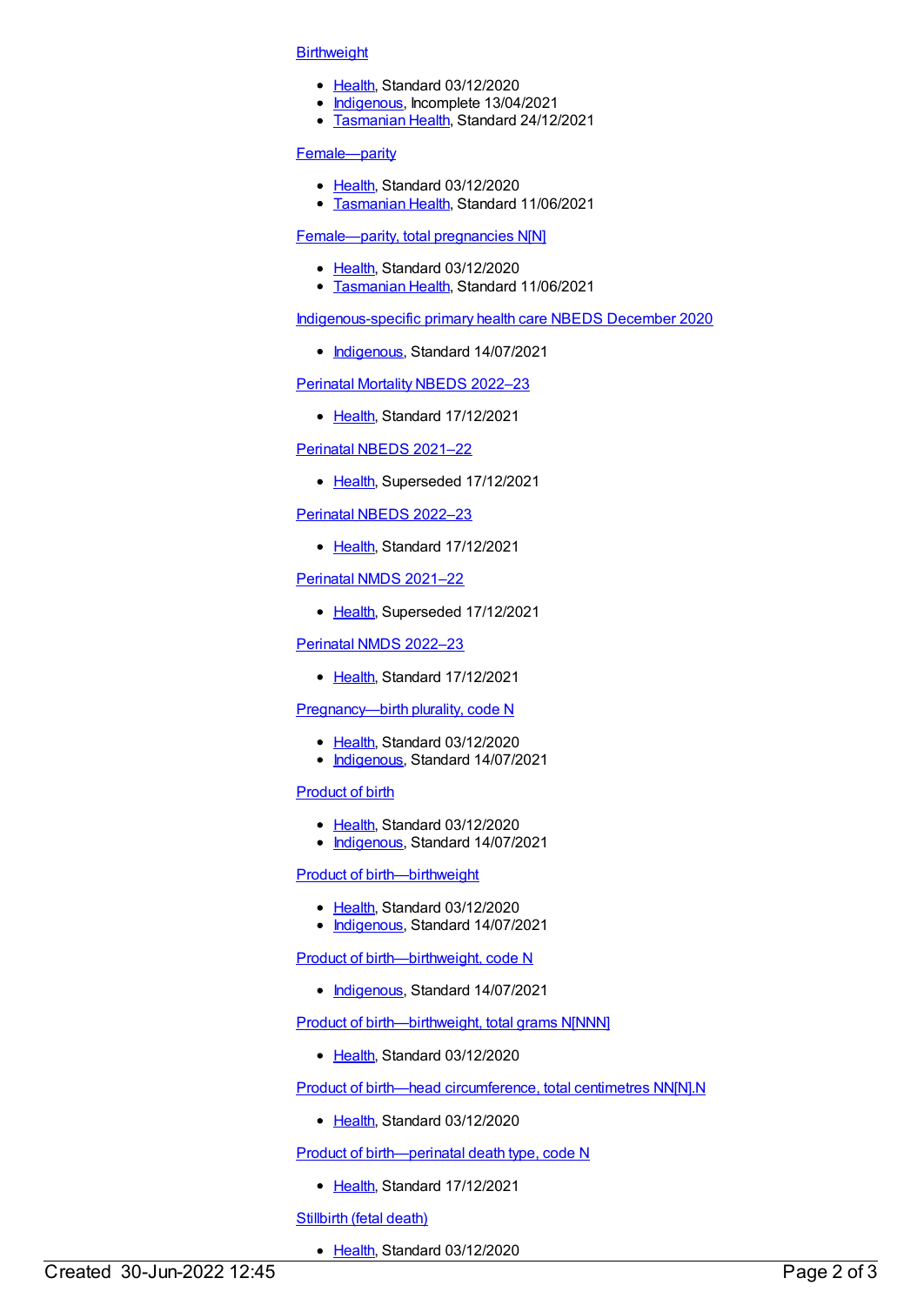Birthweight

- Health, Standard 03/12/2020
- Indigenous, Incomplete 13/04/2021
- Tasmanian Health, Standard 24/12/2021

Female—parity

- Health, Standard 03/12/2020
- Tasmanian Health, Standard 11/06/2021

Female—parity, total pregnancies N[N]

- Health, Standard 03/12/2020
- Tasmanian Health, Standard 11/06/2021

Indigenous-specific primary health care NBEDS December 2020

- Indigenous, Standard 14/07/2021

Perinatal Mortality NBEDS 2022–23

- Health, Standard 17/12/2021

Perinatal NBEDS 2021–22

- Health, Superseded 17/12/2021

Perinatal NBEDS 2022–23

- Health, Standard 17/12/2021

Perinatal NMDS 2021–22

- Health, Superseded 17/12/2021

Perinatal NMDS 2022–23

- Health, Standard 17/12/2021

Pregnancy—birth plurality, code N

- Health, Standard 03/12/2020
- Indigenous, Standard 14/07/2021

Product of birth

- Health, Standard 03/12/2020
- Indigenous, Standard 14/07/2021

Product of birth—birthweight

- Health, Standard 03/12/2020
- Indigenous, Standard 14/07/2021

Product of birth—birthweight, code N

- Indigenous, Standard 14/07/2021

Product of birth—birthweight, total grams N[NNN]

- Health, Standard 03/12/2020

Product of birth—head circumference, total centimetres NN[N].N

- Health, Standard 03/12/2020

Product of birth—perinatal death type, code N

- Health, Standard 17/12/2021

Stillbirth (fetal death)

- Health, Standard 03/12/2020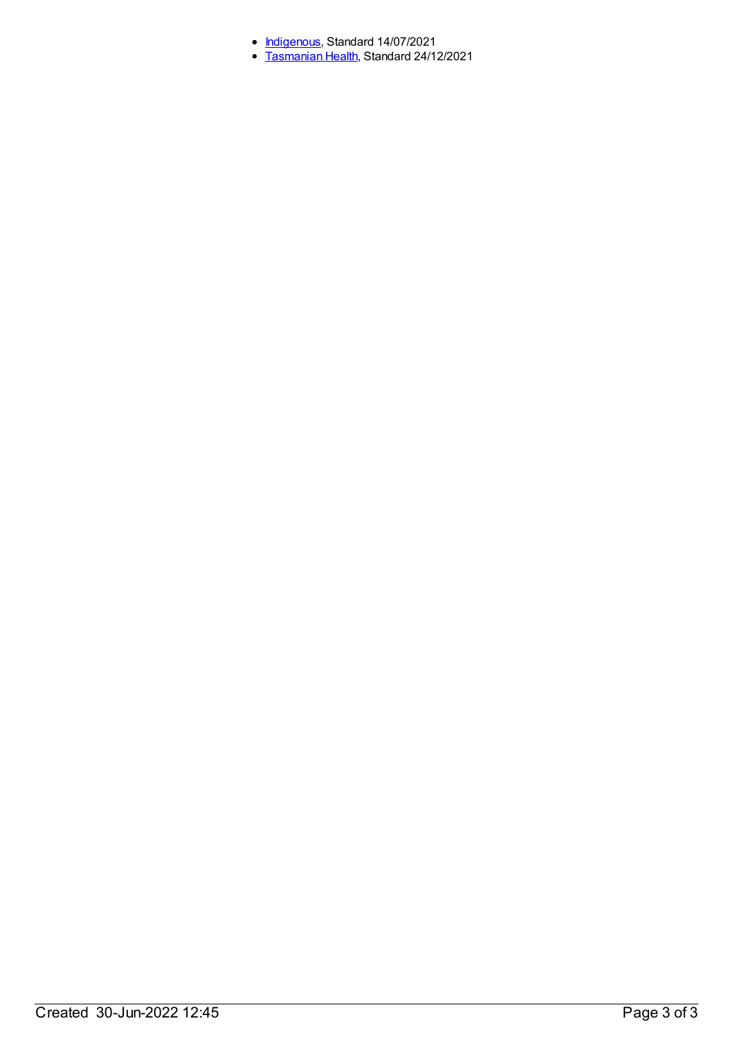- Indigenous, Standard 14/07/2021
- Tasmanian Health, Standard 24/12/2021